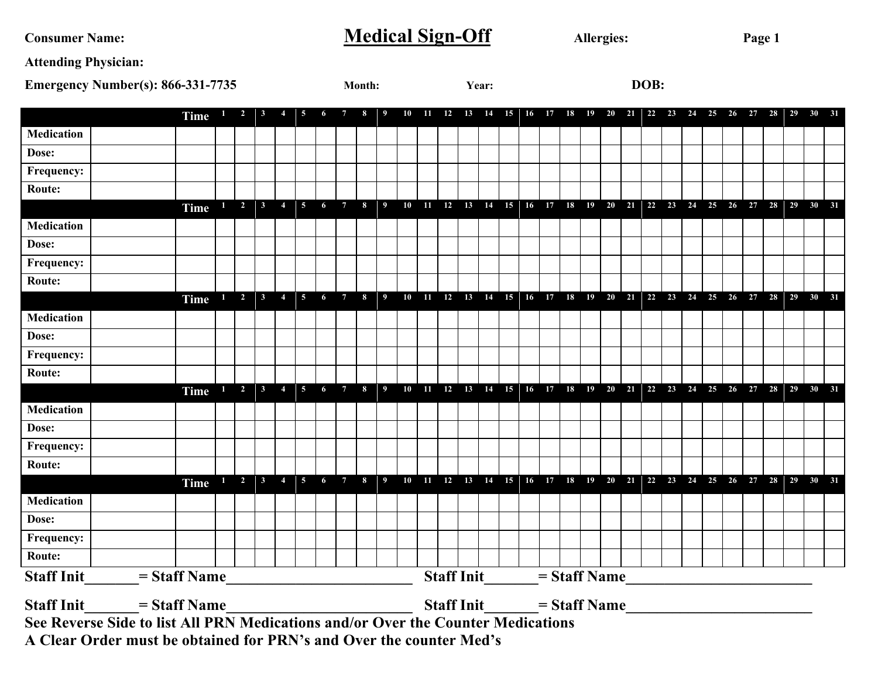**Consumer Name:**

# Medical Sign-Off

**Allergies:**

**Attending Physician:**

**Emergency Number(s): 866-331-7735**

**Month:** **Year:** **DOB:**

| | | Time | 1 | 2 | 3 | 4 | 5 | 6 | 7 | 8 | 9 | 10 | 11 | 12 | 13 | 14 | 15 | 16 | 17 | 18 | 19 | 20 | 21 | 22 | 23 | 24 | 25 | 26 | 27 | 28 | 29 | 30 | 31 |
|---|---|---|---|---|---|---|---|---|---|---|---|---|---|---|---|---|---|---|---|---|---|---|---|---|---|---|---|---|---|---|---|---|---|
| **Medication** | | | | | | | | | | | | | | | | | | | | | | | | | | | | | | | | | |
| **Dose:** | | | | | | | | | | | | | | | | | | | | | | | | | | | | | | | | | |
| **Frequency:** | | | | | | | | | | | | | | | | | | | | | | | | | | | | | | | | | |
| **Route:** | | | | | | | | | | | | | | | | | | | | | | | | | | | | | | | | | |
| | | **Time** | 1 | 2 | 3 | 4 | 5 | 6 | 7 | 8 | 9 | 10 | 11 | 12 | 13 | 14 | 15 | 16 | 17 | 18 | 19 | 20 | 21 | 22 | 23 | 24 | 25 | 26 | 27 | 28 | 29 | 30 | 31 |
| **Medication** | | | | | | | | | | | | | | | | | | | | | | | | | | | | | | | | | |
| **Dose:** | | | | | | | | | | | | | | | | | | | | | | | | | | | | | | | | | |
| **Frequency:** | | | | | | | | | | | | | | | | | | | | | | | | | | | | | | | | | |
| **Route:** | | | | | | | | | | | | | | | | | | | | | | | | | | | | | | | | | |
| | | **Time** | 1 | 2 | 3 | 4 | 5 | 6 | 7 | 8 | 9 | 10 | 11 | 12 | 13 | 14 | 15 | 16 | 17 | 18 | 19 | 20 | 21 | 22 | 23 | 24 | 25 | 26 | 27 | 28 | 29 | 30 | 31 |
| **Medication** | | | | | | | | | | | | | | | | | | | | | | | | | | | | | | | | | |
| **Dose:** | | | | | | | | | | | | | | | | | | | | | | | | | | | | | | | | | |
| **Frequency:** | | | | | | | | | | | | | | | | | | | | | | | | | | | | | | | | | |
| **Route:** | | | | | | | | | | | | | | | | | | | | | | | | | | | | | | | | | |
| | | **Time** | 1 | 2 | 3 | 4 | 5 | 6 | 7 | 8 | 9 | 10 | 11 | 12 | 13 | 14 | 15 | 16 | 17 | 18 | 19 | 20 | 21 | 22 | 23 | 24 | 25 | 26 | 27 | 28 | 29 | 30 | 31 |
| **Medication** | | | | | | | | | | | | | | | | | | | | | | | | | | | | | | | | | |
| **Dose:** | | | | | | | | | | | | | | | | | | | | | | | | | | | | | | | | | |
| **Frequency:** | | | | | | | | | | | | | | | | | | | | | | | | | | | | | | | | | |
| **Route:** | | | | | | | | | | | | | | | | | | | | | | | | | | | | | | | | | |
| | | **Time** | 1 | 2 | 3 | 4 | 5 | 6 | 7 | 8 | 9 | 10 | 11 | 12 | 13 | 14 | 15 | 16 | 17 | 18 | 19 | 20 | 21 | 22 | 23 | 24 | 25 | 26 | 27 | 28 | 29 | 30 | 31 |
| **Medication** | | | | | | | | | | | | | | | | | | | | | | | | | | | | | | | | | |
| **Dose:** | | | | | | | | | | | | | | | | | | | | | | | | | | | | | | | | | |
| **Frequency:** | | | | | | | | | | | | | | | | | | | | | | | | | | | | | | | | | |
| **Route:** | | | | | | | | | | | | | | | | | | | | | | | | | | | | | | | | | |

**Staff Init_______= Staff Name_________________________ Staff Init_______= Staff Name_________________________**

**Staff Init_______= Staff Name_________________________ Staff Init_______= Staff Name_________________________**

**See Reverse Side to list All PRN Medications and/or Over the Counter Medications**

**A Clear Order must be obtained for PRN's and Over the counter Med's**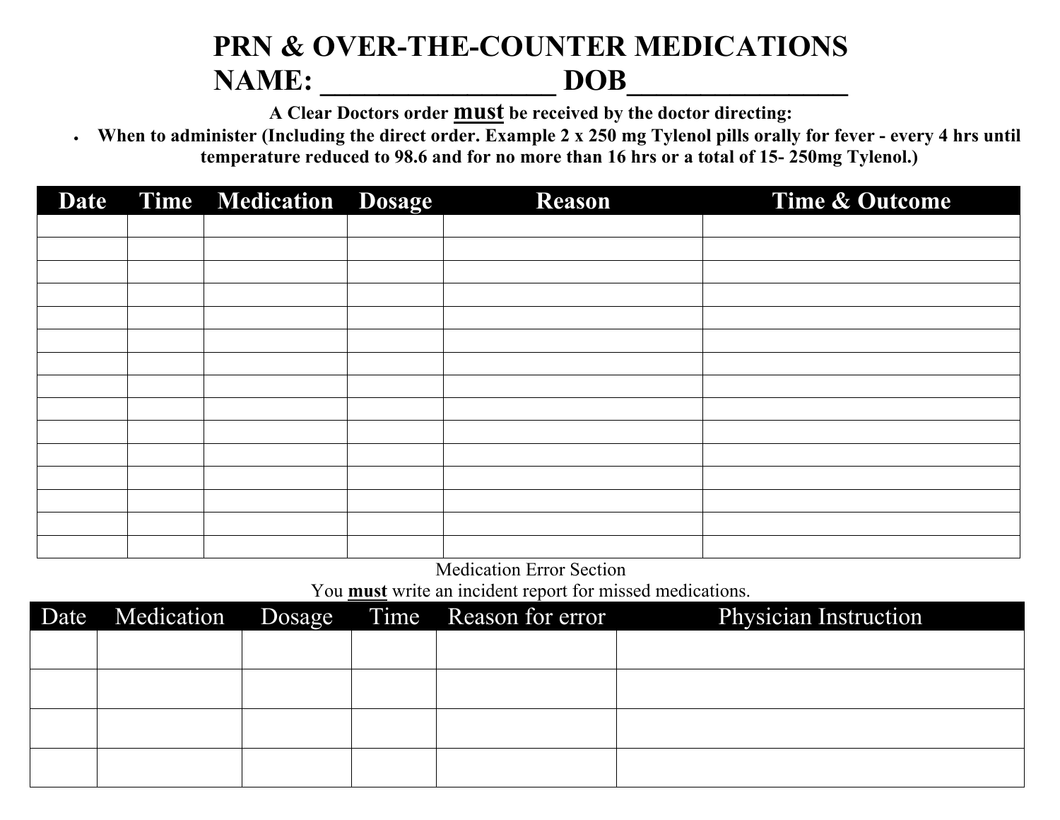# PRN & OVER-THE-COUNTER MEDICATIONS

# NAME: ________________ DOB_______________

**A Clear Doctors order <u>must</u> be received by the doctor directing:**

- **When to administer (Including the direct order. Example 2 x 250 mg Tylenol pills orally for fever - every 4 hrs until temperature reduced to 98.6 and for no more than 16 hrs or a total of 15- 250mg Tylenol.)**

| Date | Time | Medication | Dosage | Reason | Time & Outcome |
|---|---|---|---|---|---|
| | | | | | |
| | | | | | |
| | | | | | |
| | | | | | |
| | | | | | |
| | | | | | |
| | | | | | |
| | | | | | |
| | | | | | |
| | | | | | |
| | | | | | |
| | | | | | |
| | | | | | |
| | | | | | |
| | | | | | |

Medication Error Section

You <u>**must**</u> write an incident report for missed medications.

| Date | Medication | Dosage | Time | Reason for error | Physician Instruction |
|---|---|---|---|---|---|
| | | | | | |
| | | | | | |
| | | | | | |
| | | | | | |